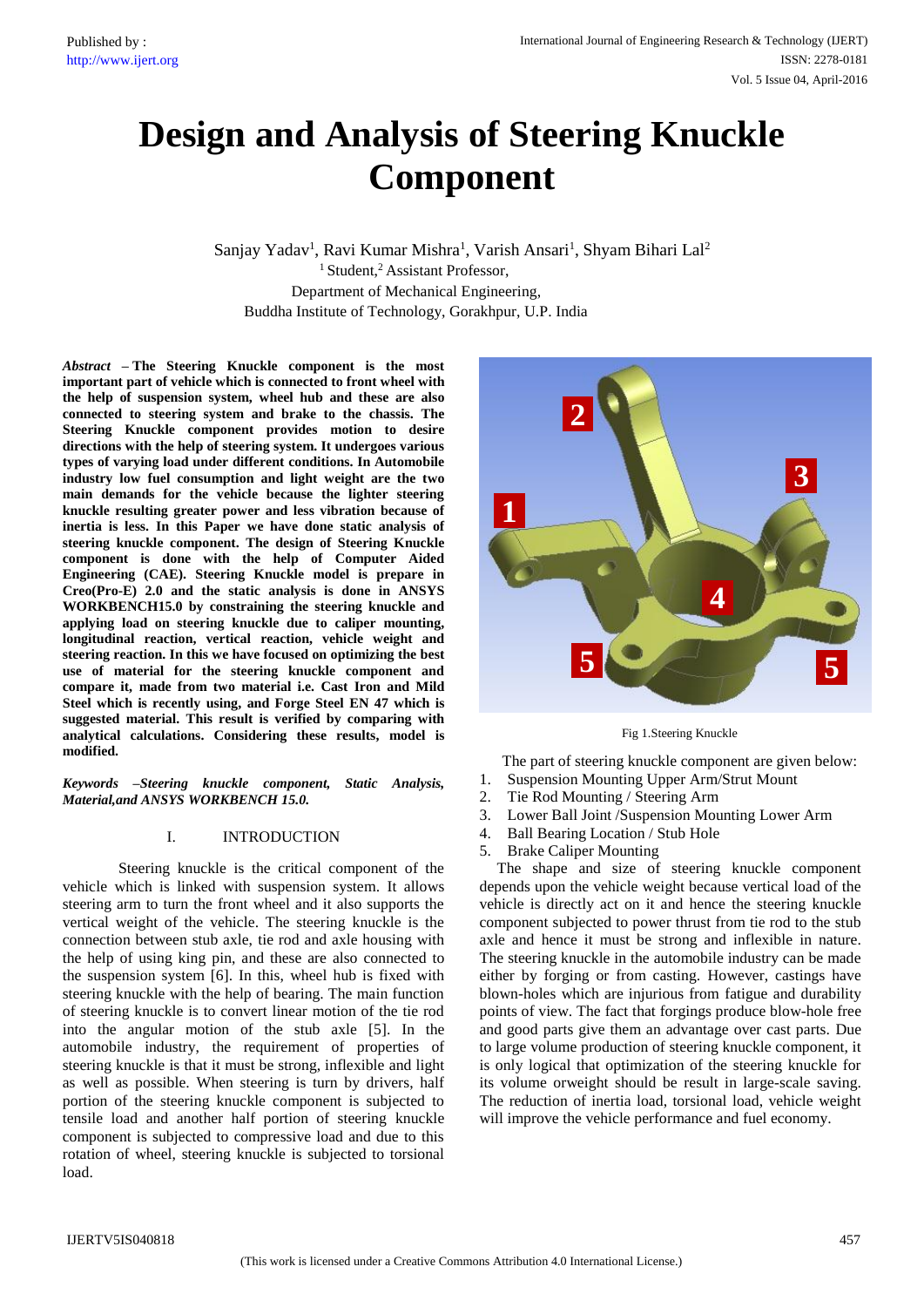# Design and Analysis of Steering Knuckle Component

Sanjay Yadav[1], Ravi Kumar Mishra[1], Varish Ansari[1], Shyam Bihari Lal[2]

[1] Student,[2] Assistant Professor,
Department of Mechanical Engineering,
Buddha Institute of Technology, Gorakhpur, U.P. India

***Abstract* – The Steering Knuckle component is the most important part of vehicle which is connected to front wheel with the help of suspension system, wheel hub and these are also connected to steering system and brake to the chassis. The Steering Knuckle component provides motion to desire directions with the help of steering system. It undergoes various types of varying load under different conditions. In Automobile industry low fuel consumption and light weight are the two main demands for the vehicle because the lighter steering knuckle resulting greater power and less vibration because of inertia is less. In this Paper we have done static analysis of steering knuckle component. The design of Steering Knuckle component is done with the help of Computer Aided Engineering (CAE). Steering Knuckle model is prepare in Creo(Pro-E) 2.0 and the static analysis is done in ANSYS WORKBENCH15.0 by constraining the steering knuckle and applying load on steering knuckle due to caliper mounting, longitudinal reaction, vertical reaction, vehicle weight and steering reaction. In this we have focused on optimizing the best use of material for the steering knuckle component and compare it, made from two material i.e. Cast Iron and Mild Steel which is recently using, and Forge Steel EN 47 which is suggested material. This result is verified by comparing with analytical calculations. Considering these results, model is modified.**

***Keywords* –*Steering knuckle component, Static Analysis, Material,and ANSYS WORKBENCH 15.0.***

## I. INTRODUCTION

Steering knuckle is the critical component of the vehicle which is linked with suspension system. It allows steering arm to turn the front wheel and it also supports the vertical weight of the vehicle. The steering knuckle is the connection between stub axle, tie rod and axle housing with the help of using king pin, and these are also connected to the suspension system [6]. In this, wheel hub is fixed with steering knuckle with the help of bearing. The main function of steering knuckle is to convert linear motion of the tie rod into the angular motion of the stub axle [5]. In the automobile industry, the requirement of properties of steering knuckle is that it must be strong, inflexible and light as well as possible. When steering is turn by drivers, half portion of the steering knuckle component is subjected to tensile load and another half portion of steering knuckle component is subjected to compressive load and due to this rotation of wheel, steering knuckle is subjected to torsional load.

Fig 1.Steering Knuckle

The part of steering knuckle component are given below:

1. Suspension Mounting Upper Arm/Strut Mount
2. Tie Rod Mounting / Steering Arm
3. Lower Ball Joint /Suspension Mounting Lower Arm
4. Ball Bearing Location / Stub Hole
5. Brake Caliper Mounting

The shape and size of steering knuckle component depends upon the vehicle weight because vertical load of the vehicle is directly act on it and hence the steering knuckle component subjected to power thrust from tie rod to the stub axle and hence it must be strong and inflexible in nature. The steering knuckle in the automobile industry can be made either by forging or from casting. However, castings have blown-holes which are injurious from fatigue and durability points of view. The fact that forgings produce blow-hole free and good parts give them an advantage over cast parts. Due to large volume production of steering knuckle component, it is only logical that optimization of the steering knuckle for its volume orweight should be result in large-scale saving. The reduction of inertia load, torsional load, vehicle weight will improve the vehicle performance and fuel economy.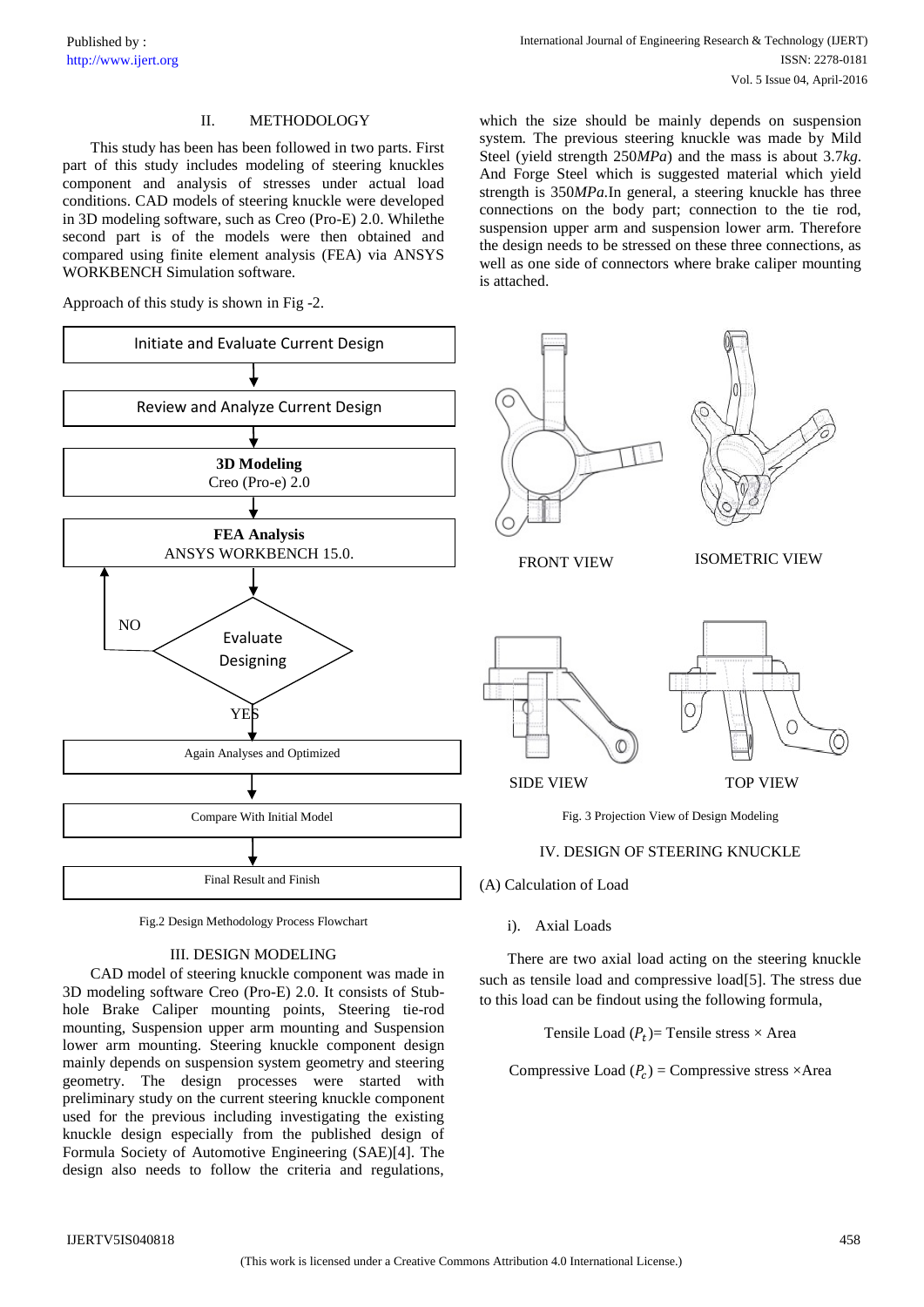## II. METHODOLOGY

This study has been has been followed in two parts. First part of this study includes modeling of steering knuckles component and analysis of stresses under actual load conditions. CAD models of steering knuckle were developed in 3D modeling software, such as Creo (Pro-E) 2.0. Whilethe second part is of the models were then obtained and compared using finite element analysis (FEA) via ANSYS WORKBENCH Simulation software.

Approach of this study is shown in Fig -2.

Initiate and Evaluate Current Design → Review and Analyze Current Design → **3D Modeling** Creo (Pro-e) 2.0 → **FEA Analysis** ANSYS WORKBENCH 15.0. → Evaluate Designing (NO → back to FEA Analysis; YES →) → Again Analyses and Optimized → Compare With Initial Model → Final Result and Finish

Fig.2 Design Methodology Process Flowchart

## III. DESIGN MODELING

CAD model of steering knuckle component was made in 3D modeling software Creo (Pro-E) 2.0. It consists of Stub-hole Brake Caliper mounting points, Steering tie-rod mounting, Suspension upper arm mounting and Suspension lower arm mounting. Steering knuckle component design mainly depends on suspension system geometry and steering geometry. The design processes were started with preliminary study on the current steering knuckle component used for the previous including investigating the existing knuckle design especially from the published design of Formula Society of Automotive Engineering (SAE)[4]. The design also needs to follow the criteria and regulations, which the size should be mainly depends on suspension system. The previous steering knuckle was made by Mild Steel (yield strength 250*MPa*) and the mass is about 3.7*kg*. And Forge Steel which is suggested material which yield strength is 350*MPa*.In general, a steering knuckle has three connections on the body part; connection to the tie rod, suspension upper arm and suspension lower arm. Therefore the design needs to be stressed on these three connections, as well as one side of connectors where brake caliper mounting is attached.

FRONT VIEW ISOMETRIC VIEW

SIDE VIEW TOP VIEW

Fig. 3 Projection View of Design Modeling

## IV. DESIGN OF STEERING KNUCKLE

### (A) Calculation of Load

#### i). Axial Loads

There are two axial load acting on the steering knuckle such as tensile load and compressive load[5]. The stress due to this load can be findout using the following formula,

$$\text{Tensile Load } (P_t) = \text{Tensile stress} \times \text{Area}$$

$$\text{Compressive Load } (P_c) = \text{Compressive stress} \times \text{Area}$$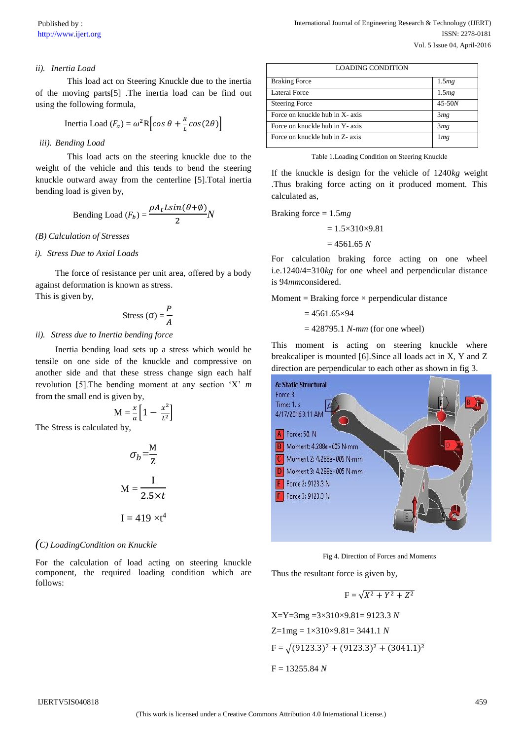*ii). Inertia Load*

This load act on Steering Knuckle due to the inertia of the moving parts[5] .The inertia load can be find out using the following formula,

$$\text{Inertia Load } (F_a) = \omega^2 R\left[\cos\theta + \frac{R}{L}\cos(2\theta)\right]$$

*iii). Bending Load*

This load acts on the steering knuckle due to the weight of the vehicle and this tends to bend the steering knuckle outward away from the centerline [5].Total inertia bending load is given by,

$$\text{Bending Load } (F_b) = \frac{\rho A_t L \sin(\theta+\emptyset)}{2} N$$

*(B) Calculation of Stresses*

*i). Stress Due to Axial Loads*

The force of resistance per unit area, offered by a body against deformation is known as stress.
This is given by,

$$\text{Stress } (\sigma) = \frac{P}{A}$$

*ii). Stress due to Inertia bending force*

Inertia bending load sets up a stress which would be tensile on one side of the knuckle and compressive on another side and that these stress change sign each half revolution [5].The bending moment at any section 'X' *m* from the small end is given by,

$$M = \frac{x}{a}\left[1 - \frac{x^2}{L^2}\right]$$

The Stress is calculated by,

$$\sigma_b = \frac{M}{Z}$$

$$M = \frac{I}{2.5 \times t}$$

$$I = 419 \times t^4$$

*(C) LoadingCondition on Knuckle*

For the calculation of load acting on steering knuckle component, the required loading condition which are follows:

| LOADING CONDITION | |
|---|---|
| Braking Force | 1.5*mg* |
| Lateral Force | 1.5*mg* |
| Steering Force | 45-50*N* |
| Force on knuckle hub in X- axis | 3*mg* |
| Force on knuckle hub in Y- axis | 3*mg* |
| Force on knuckle hub in Z- axis | 1*mg* |

Table 1.Loading Condition on Steering Knuckle

If the knuckle is design for the vehicle of 1240*kg* weight .Thus braking force acting on it produced moment. This calculated as,

Braking force = 1.5*mg*

= 1.5×310×9.81

= 4561.65 *N*

For calculation braking force acting on one wheel i.e.1240/4=310*kg* for one wheel and perpendicular distance is 94*mm*considered.

Moment = Braking force × perpendicular distance

= 4561.65×94

= 428795.1 *N-mm* (for one wheel)

This moment is acting on steering knuckle where breakcaliper is mounted [6].Since all loads act in X, Y and Z direction are perpendicular to each other as shown in fig 3.

A: Static Structural
Force 3
Time: 1. s
4/17/2016 3:11 AM

A Force: 50. N
B Moment: 4.288e+005 N·mm
C Moment 2: 4.288e+005 N·mm
D Moment 3: 4.288e+005 N·mm
E Force 2: 9123.3 N
F Force 3: 9123.3 N

Fig 4. Direction of Forces and Moments

Thus the resultant force is given by,

$$F = \sqrt{X^2 + Y^2 + Z^2}$$

X=Y=3mg =3×310×9.81= 9123.3 *N*

Z=1mg = 1×310×9.81= 3441.1 *N*

$$F = \sqrt{(9123.3)^2 + (9123.3)^2 + (3041.1)^2}$$

F = 13255.84 *N*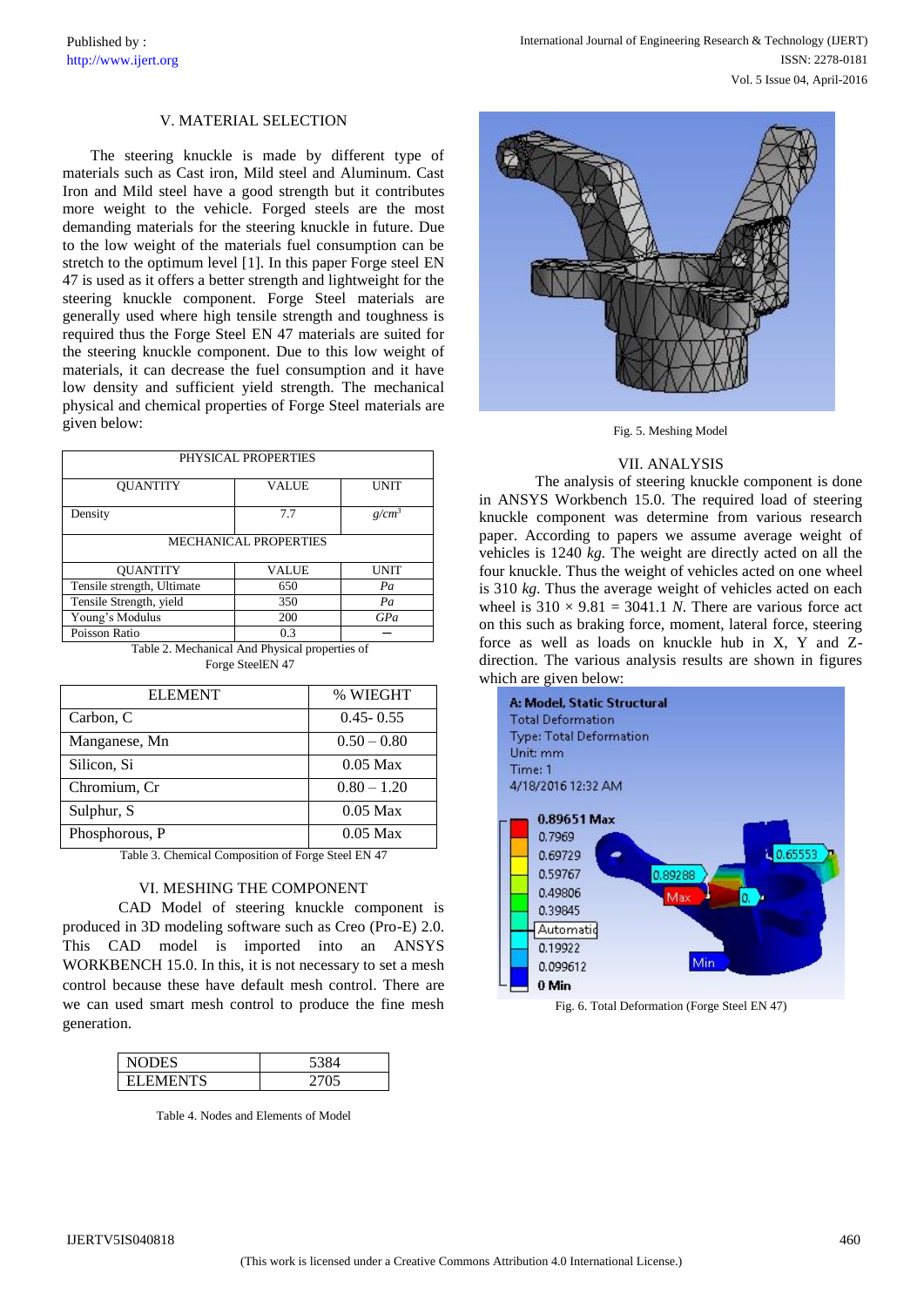## V. MATERIAL SELECTION

The steering knuckle is made by different type of materials such as Cast iron, Mild steel and Aluminum. Cast Iron and Mild steel have a good strength but it contributes more weight to the vehicle. Forged steels are the most demanding materials for the steering knuckle in future. Due to the low weight of the materials fuel consumption can be stretch to the optimum level [1]. In this paper Forge steel EN 47 is used as it offers a better strength and lightweight for the steering knuckle component. Forge Steel materials are generally used where high tensile strength and toughness is required thus the Forge Steel EN 47 materials are suited for the steering knuckle component. Due to this low weight of materials, it can decrease the fuel consumption and it have low density and sufficient yield strength. The mechanical physical and chemical properties of Forge Steel materials are given below:

| PHYSICAL PROPERTIES | | |
|---|---|---|
| QUANTITY | VALUE | UNIT |
| Density | 7.7 | *g/cm*$^3$ |
| MECHANICAL PROPERTIES | | |
| QUANTITY | VALUE | UNIT |
| Tensile strength, Ultimate | 650 | *Pa* |
| Tensile Strength, yield | 350 | *Pa* |
| Young's Modulus | 200 | *GPa* |
| Poisson Ratio | 0.3 | — |

Table 2. Mechanical And Physical properties of Forge SteelEN 47

| ELEMENT | % WIEGHT |
|---|---|
| Carbon, C | 0.45- 0.55 |
| Manganese, Mn | 0.50 – 0.80 |
| Silicon, Si | 0.05 Max |
| Chromium, Cr | 0.80 – 1.20 |
| Sulphur, S | 0.05 Max |
| Phosphorous, P | 0.05 Max |

Table 3. Chemical Composition of Forge Steel EN 47

## VI. MESHING THE COMPONENT

CAD Model of steering knuckle component is produced in 3D modeling software such as Creo (Pro-E) 2.0. This CAD model is imported into an ANSYS WORKBENCH 15.0. In this, it is not necessary to set a mesh control because these have default mesh control. There are we can used smart mesh control to produce the fine mesh generation.

| NODES | 5384 |
|---|---|
| ELEMENTS | 2705 |

Table 4. Nodes and Elements of Model

Fig. 5. Meshing Model

## VII. ANALYSIS

The analysis of steering knuckle component is done in ANSYS Workbench 15.0. The required load of steering knuckle component was determine from various research paper. According to papers we assume average weight of vehicles is 1240 *kg*. The weight are directly acted on all the four knuckle. Thus the weight of vehicles acted on one wheel is 310 *kg*. Thus the average weight of vehicles acted on each wheel is $310 \times 9.81 = 3041.1$ *N*. There are various force act on this such as braking force, moment, lateral force, steering force as well as loads on knuckle hub in X, Y and Z-direction. The various analysis results are shown in figures which are given below:

Fig. 6. Total Deformation (Forge Steel EN 47)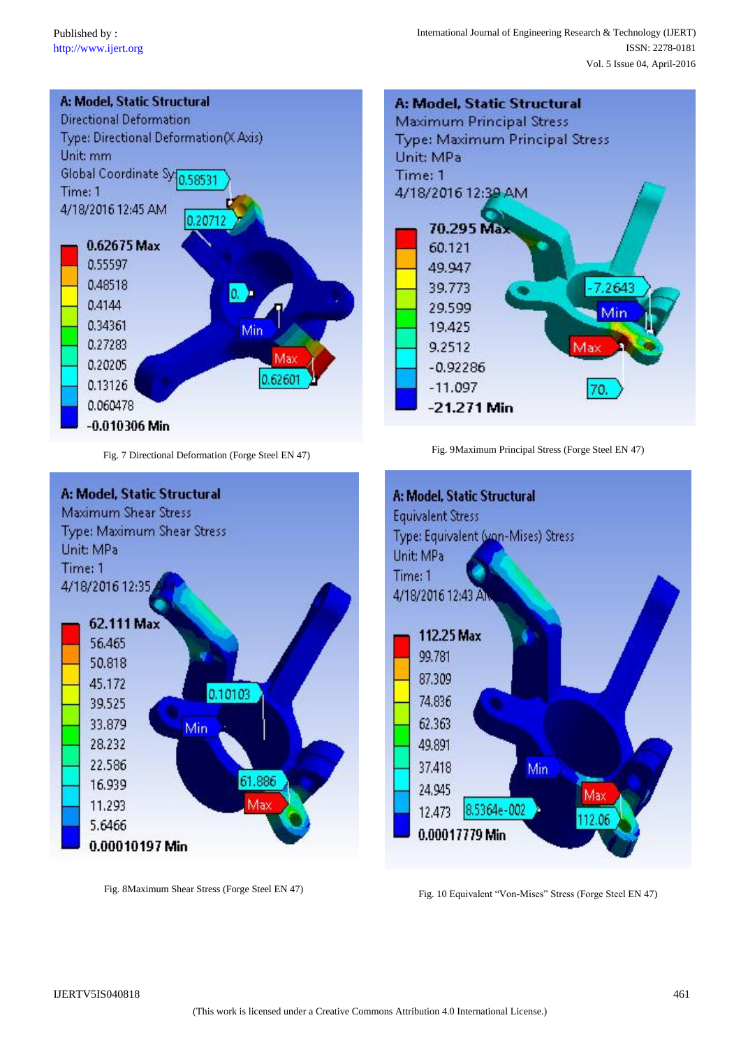Fig. 7 Directional Deformation (Forge Steel EN 47)

Fig. 9Maximum Principal Stress (Forge Steel EN 47)

Fig. 8Maximum Shear Stress (Forge Steel EN 47)

Fig. 10 Equivalent "Von-Mises" Stress (Forge Steel EN 47)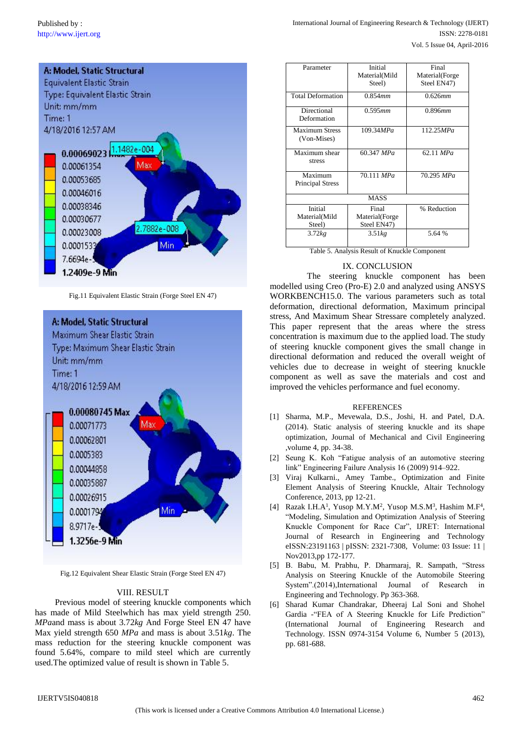Fig.11 Equivalent Elastic Strain (Forge Steel EN 47)

Fig.12 Equivalent Shear Elastic Strain (Forge Steel EN 47)

## VIII. RESULT

Previous model of steering knuckle components which has made of Mild Steelwhich has max yield strength 250. *MPa*and mass is about 3.72*kg* And Forge Steel EN 47 have Max yield strength 650 *MPa* and mass is about 3.51*kg*. The mass reduction for the steering knuckle component was found 5.64%, compare to mild steel which are currently used.The optimized value of result is shown in Table 5.

| Parameter | Initial Material(Mild Steel) | Final Material(Forge Steel EN47) |
|---|---|---|
| Total Deformation | 0.854*mm* | 0.626*mm* |
| Directional Deformation | 0.595*mm* | 0.896*mm* |
| Maximum Stress (Von-Mises) | 109.34*MPa* | 112.25*MPa* |
| Maximum shear stress | 60.347 *MPa* | 62.11 *MPa* |
| Maximum Principal Stress | 70.111 *MPa* | 70.295 *MPa* |
| MASS | | |
| Initial Material(Mild Steel) | Final Material(Forge Steel EN47) | % Reduction |
| 3.72*kg* | 3.51*kg* | 5.64 % |

Table 5. Analysis Result of Knuckle Component

## IX. CONCLUSION

The steering knuckle component has been modelled using Creo (Pro-E) 2.0 and analyzed using ANSYS WORKBENCH15.0. The various parameters such as total deformation, directional deformation, Maximum principal stress, And Maximum Shear Stressare completely analyzed. This paper represent that the areas where the stress concentration is maximum due to the applied load. The study of steering knuckle component gives the small change in directional deformation and reduced the overall weight of vehicles due to decrease in weight of steering knuckle component as well as save the materials and cost and improved the vehicles performance and fuel economy.

## REFERENCES

[1] Sharma, M.P., Mevewala, D.S., Joshi, H. and Patel, D.A. (2014). Static analysis of steering knuckle and its shape optimization, Journal of Mechanical and Civil Engineering ,volume 4, pp. 34-38.

[2] Seung K. Koh "Fatigue analysis of an automotive steering link" Engineering Failure Analysis 16 (2009) 914–922.

[3] Viraj Kulkarni., Amey Tambe., Optimization and Finite Element Analysis of Steering Knuckle, Altair Technology Conference, 2013, pp 12-21.

[4] Razak I.H.A[1], Yusop M.Y.M[2], Yusop M.S.M[3], Hashim M.F[4], "Modeling, Simulation and Optimization Analysis of Steering Knuckle Component for Race Car", IJRET: International Journal of Research in Engineering and Technology eISSN:23191163 | pISSN: 2321-7308, Volume: 03 Issue: 11 | Nov2013,pp 172-177.

[5] B. Babu, M. Prabhu, P. Dharmaraj, R. Sampath, "Stress Analysis on Steering Knuckle of the Automobile Steering System".(2014),International Journal of Research in Engineering and Technology. Pp 363-368.

[6] Sharad Kumar Chandrakar, Dheeraj Lal Soni and Shohel Gardia -"FEA of A Steering Knuckle for Life Prediction" (International Journal of Engineering Research and Technology. ISSN 0974-3154 Volume 6, Number 5 (2013), pp. 681-688.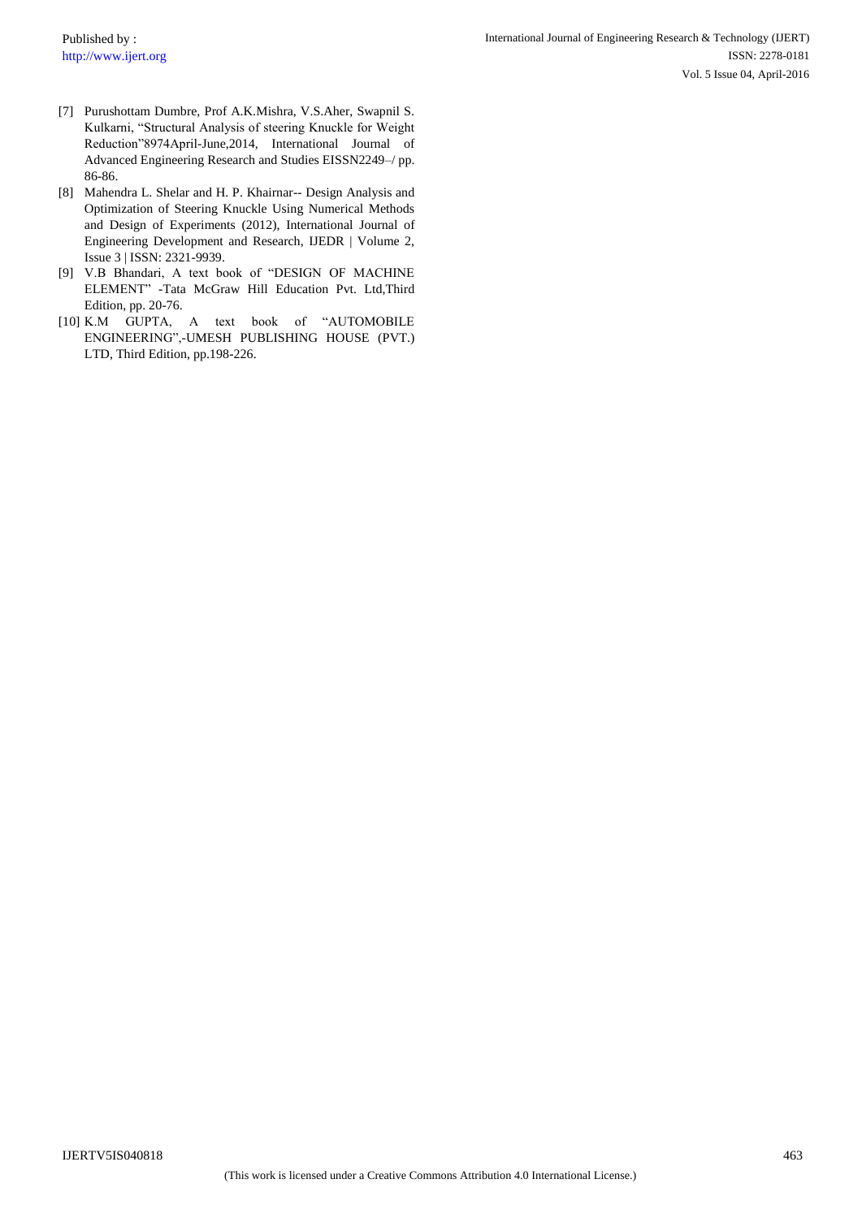[7] Purushottam Dumbre, Prof A.K.Mishra, V.S.Aher, Swapnil S. Kulkarni, "Structural Analysis of steering Knuckle for Weight Reduction"8974April-June,2014, International Journal of Advanced Engineering Research and Studies EISSN2249–/ pp. 86-86.

[8] Mahendra L. Shelar and H. P. Khairnar-- Design Analysis and Optimization of Steering Knuckle Using Numerical Methods and Design of Experiments (2012), International Journal of Engineering Development and Research, IJEDR | Volume 2, Issue 3 | ISSN: 2321-9939.

[9] V.B Bhandari, A text book of "DESIGN OF MACHINE ELEMENT" -Tata McGraw Hill Education Pvt. Ltd,Third Edition, pp. 20-76.

[10] K.M GUPTA, A text book of "AUTOMOBILE ENGINEERING",-UMESH PUBLISHING HOUSE (PVT.) LTD, Third Edition, pp.198-226.